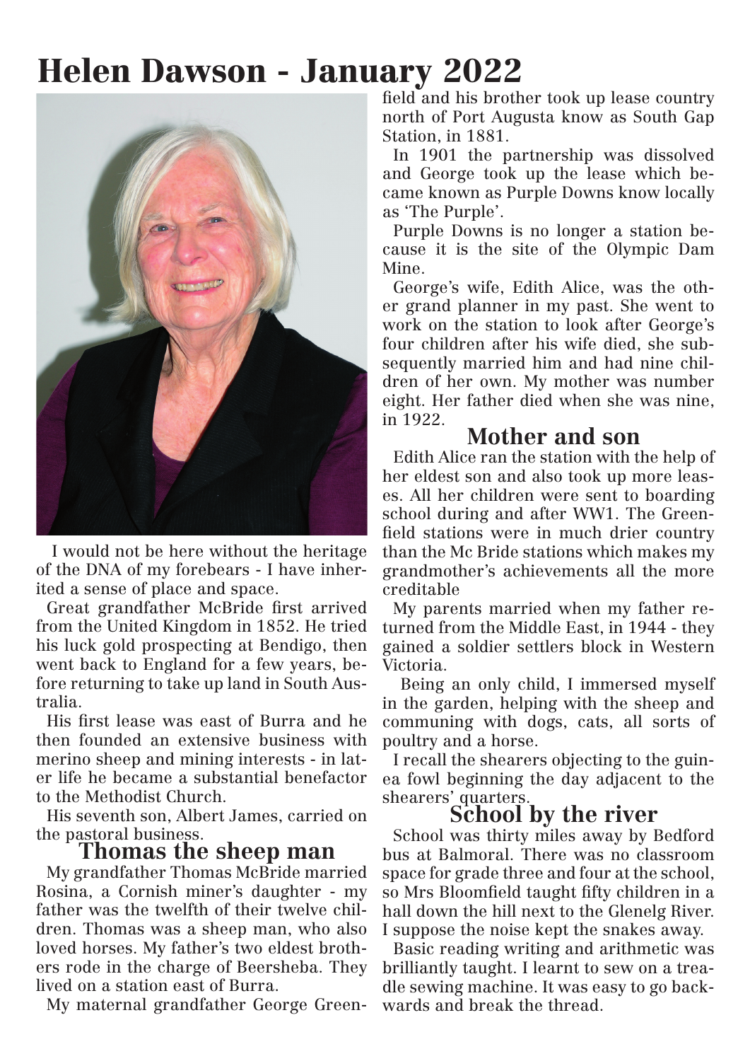# Helen Dawson - January 2022

I would not be here without the heritage of the DNA of my forebears - I have inherited a sense of place and space.

Great grandfather McBride first arrived from the United Kingdom in 1852. He tried his luck gold prospecting at Bendigo, then went back to England for a few years, before returning to take up land in South Australia.

His first lease was east of Burra and he then founded an extensive business with merino sheep and mining interests - in later life he became a substantial benefactor to the Methodist Church.

His seventh son, Albert James, carried on the pastoral business.

## Thomas the sheep man

My grandfather Thomas McBride married Rosina, a Cornish miner's daughter - my father was the twelfth of their twelve children. Thomas was a sheep man, who also loved horses. My father's two eldest brothers rode in the charge of Beersheba. They lived on a station east of Burra.

My maternal grandfather George Greenfield and his brother took up lease country north of Port Augusta know as South Gap Station, in 1881.

In 1901 the partnership was dissolved and George took up the lease which became known as Purple Downs know locally as 'The Purple'.

Purple Downs is no longer a station because it is the site of the Olympic Dam Mine.

George's wife, Edith Alice, was the other grand planner in my past. She went to work on the station to look after George's four children after his wife died, she subsequently married him and had nine children of her own. My mother was number eight. Her father died when she was nine, in 1922.

## Mother and son

Edith Alice ran the station with the help of her eldest son and also took up more leases. All her children were sent to boarding school during and after WW1. The Greenfield stations were in much drier country than the Mc Bride stations which makes my grandmother's achievements all the more creditable

My parents married when my father returned from the Middle East, in 1944 - they gained a soldier settlers block in Western Victoria.

Being an only child, I immersed myself in the garden, helping with the sheep and communing with dogs, cats, all sorts of poultry and a horse.

I recall the shearers objecting to the guinea fowl beginning the day adjacent to the shearers' quarters.

## School by the river

School was thirty miles away by Bedford bus at Balmoral. There was no classroom space for grade three and four at the school, so Mrs Bloomfield taught fifty children in a hall down the hill next to the Glenelg River. I suppose the noise kept the snakes away.

Basic reading writing and arithmetic was brilliantly taught. I learnt to sew on a treadle sewing machine. It was easy to go backwards and break the thread.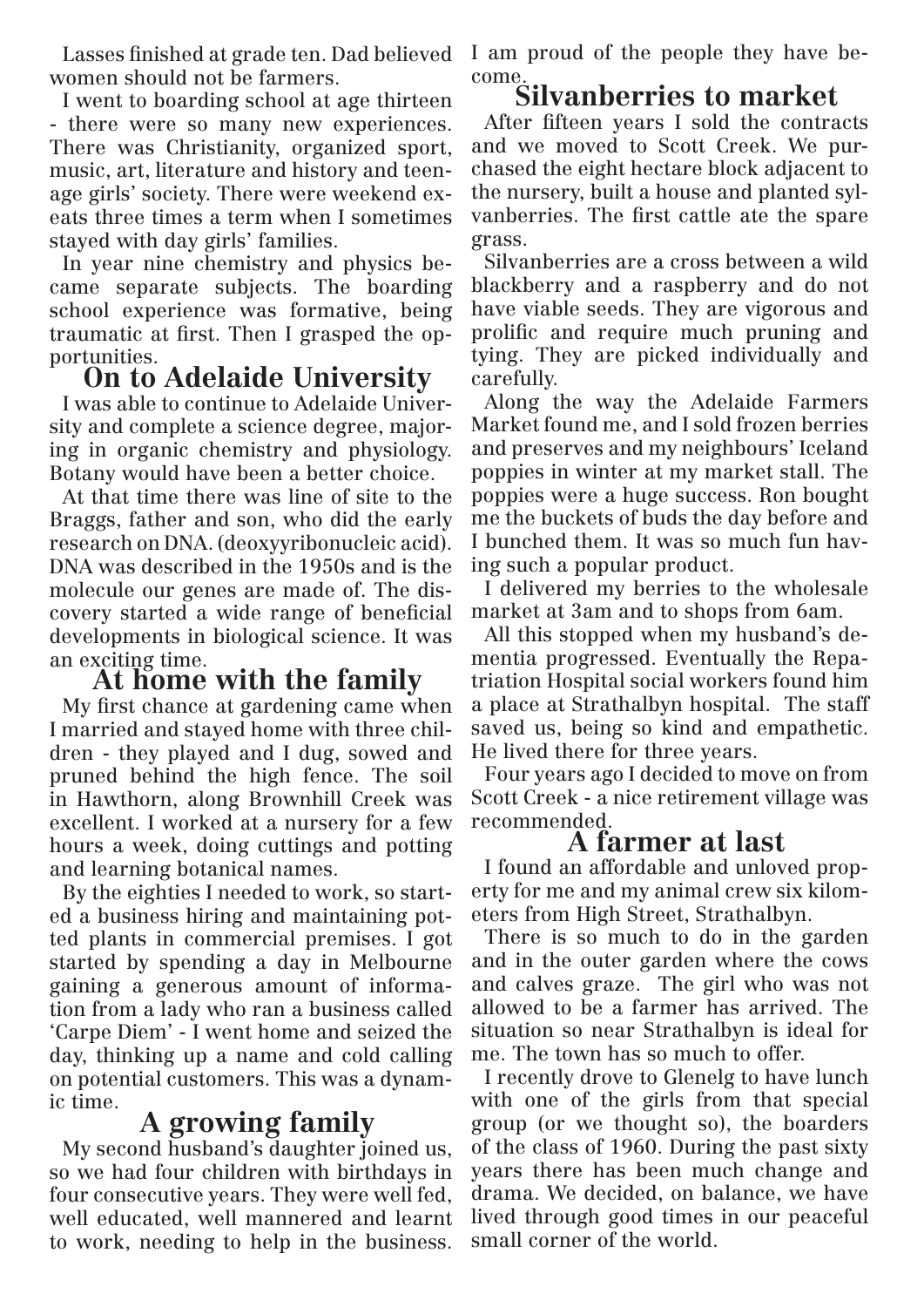Lasses finished at grade ten. Dad believed women should not be farmers.

I went to boarding school at age thirteen - there were so many new experiences. There was Christianity, organized sport, music, art, literature and history and teenage girls' society. There were weekend exeats three times a term when I sometimes stayed with day girls' families.

In year nine chemistry and physics became separate subjects. The boarding school experience was formative, being traumatic at first. Then I grasped the opportunities.

## On to Adelaide University

I was able to continue to Adelaide University and complete a science degree, majoring in organic chemistry and physiology. Botany would have been a better choice.

At that time there was line of site to the Braggs, father and son, who did the early research on DNA. (deoxyyribonucleic acid). DNA was described in the 1950s and is the molecule our genes are made of. The discovery started a wide range of beneficial developments in biological science. It was an exciting time.

## At home with the family

My first chance at gardening came when I married and stayed home with three children - they played and I dug, sowed and pruned behind the high fence. The soil in Hawthorn, along Brownhill Creek was excellent. I worked at a nursery for a few hours a week, doing cuttings and potting and learning botanical names.

By the eighties I needed to work, so started a business hiring and maintaining potted plants in commercial premises. I got started by spending a day in Melbourne gaining a generous amount of information from a lady who ran a business called 'Carpe Diem' - I went home and seized the day, thinking up a name and cold calling on potential customers. This was a dynamic time.

## A growing family

My second husband's daughter joined us, so we had four children with birthdays in four consecutive years. They were well fed, well educated, well mannered and learnt to work, needing to help in the business. I am proud of the people they have become.

## Silvanberries to market

After fifteen years I sold the contracts and we moved to Scott Creek. We purchased the eight hectare block adjacent to the nursery, built a house and planted sylvanberries. The first cattle ate the spare grass.

Silvanberries are a cross between a wild blackberry and a raspberry and do not have viable seeds. They are vigorous and prolific and require much pruning and tying. They are picked individually and carefully.

Along the way the Adelaide Farmers Market found me, and I sold frozen berries and preserves and my neighbours' Iceland poppies in winter at my market stall. The poppies were a huge success. Ron bought me the buckets of buds the day before and I bunched them. It was so much fun having such a popular product.

I delivered my berries to the wholesale market at 3am and to shops from 6am.

All this stopped when my husband's dementia progressed. Eventually the Repatriation Hospital social workers found him a place at Strathalbyn hospital. The staff saved us, being so kind and empathetic. He lived there for three years.

Four years ago I decided to move on from Scott Creek - a nice retirement village was recommended.

## A farmer at last

I found an affordable and unloved property for me and my animal crew six kilometers from High Street, Strathalbyn.

There is so much to do in the garden and in the outer garden where the cows and calves graze. The girl who was not allowed to be a farmer has arrived. The situation so near Strathalbyn is ideal for me. The town has so much to offer.

I recently drove to Glenelg to have lunch with one of the girls from that special group (or we thought so), the boarders of the class of 1960. During the past sixty years there has been much change and drama. We decided, on balance, we have lived through good times in our peaceful small corner of the world.